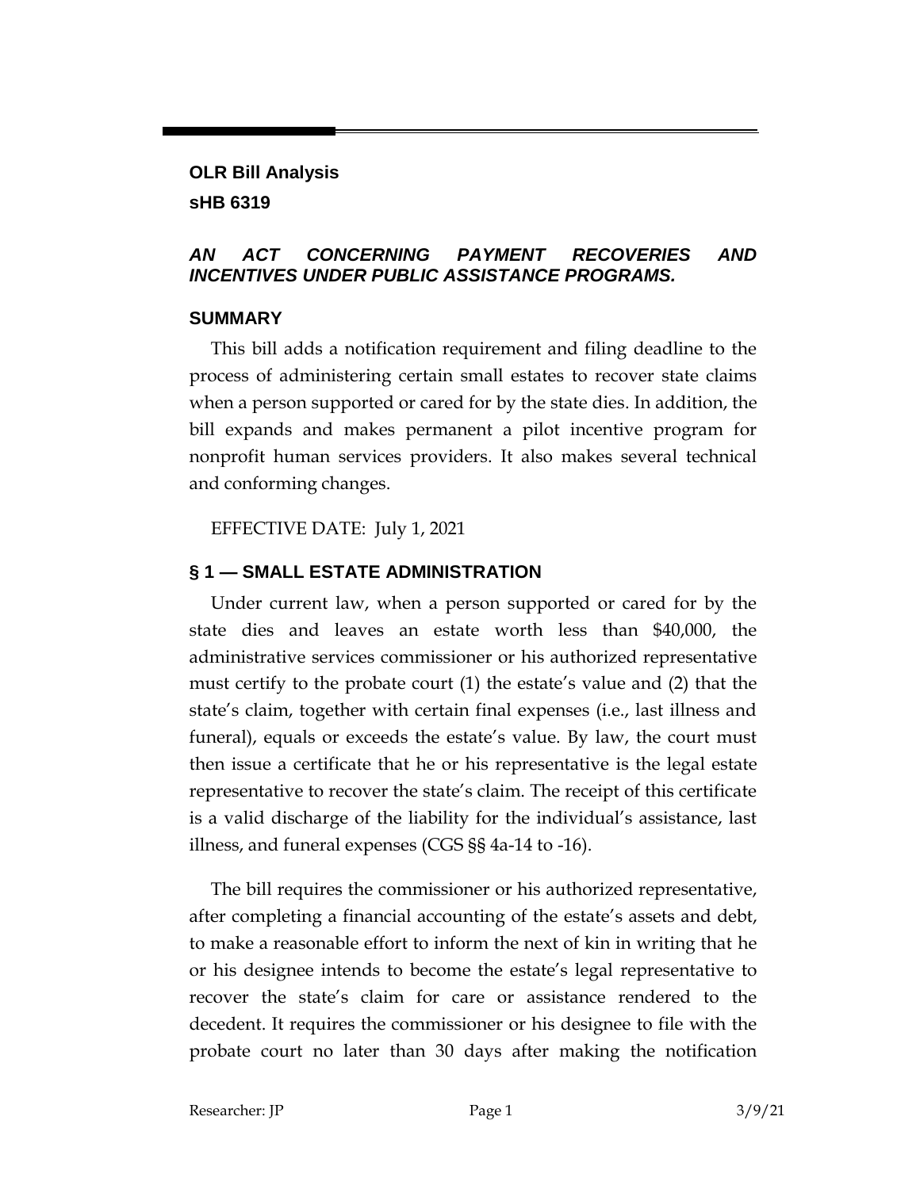**OLR Bill Analysis**

**sHB 6319**

***AN ACT CONCERNING PAYMENT RECOVERIES AND INCENTIVES UNDER PUBLIC ASSISTANCE PROGRAMS.***

## SUMMARY

This bill adds a notification requirement and filing deadline to the process of administering certain small estates to recover state claims when a person supported or cared for by the state dies. In addition, the bill expands and makes permanent a pilot incentive program for nonprofit human services providers. It also makes several technical and conforming changes.

EFFECTIVE DATE: July 1, 2021

## § 1 — SMALL ESTATE ADMINISTRATION

Under current law, when a person supported or cared for by the state dies and leaves an estate worth less than $40,000, the administrative services commissioner or his authorized representative must certify to the probate court (1) the estate's value and (2) that the state's claim, together with certain final expenses (i.e., last illness and funeral), equals or exceeds the estate's value. By law, the court must then issue a certificate that he or his representative is the legal estate representative to recover the state's claim. The receipt of this certificate is a valid discharge of the liability for the individual's assistance, last illness, and funeral expenses (CGS §§ 4a-14 to -16).

The bill requires the commissioner or his authorized representative, after completing a financial accounting of the estate's assets and debt, to make a reasonable effort to inform the next of kin in writing that he or his designee intends to become the estate's legal representative to recover the state's claim for care or assistance rendered to the decedent. It requires the commissioner or his designee to file with the probate court no later than 30 days after making the notification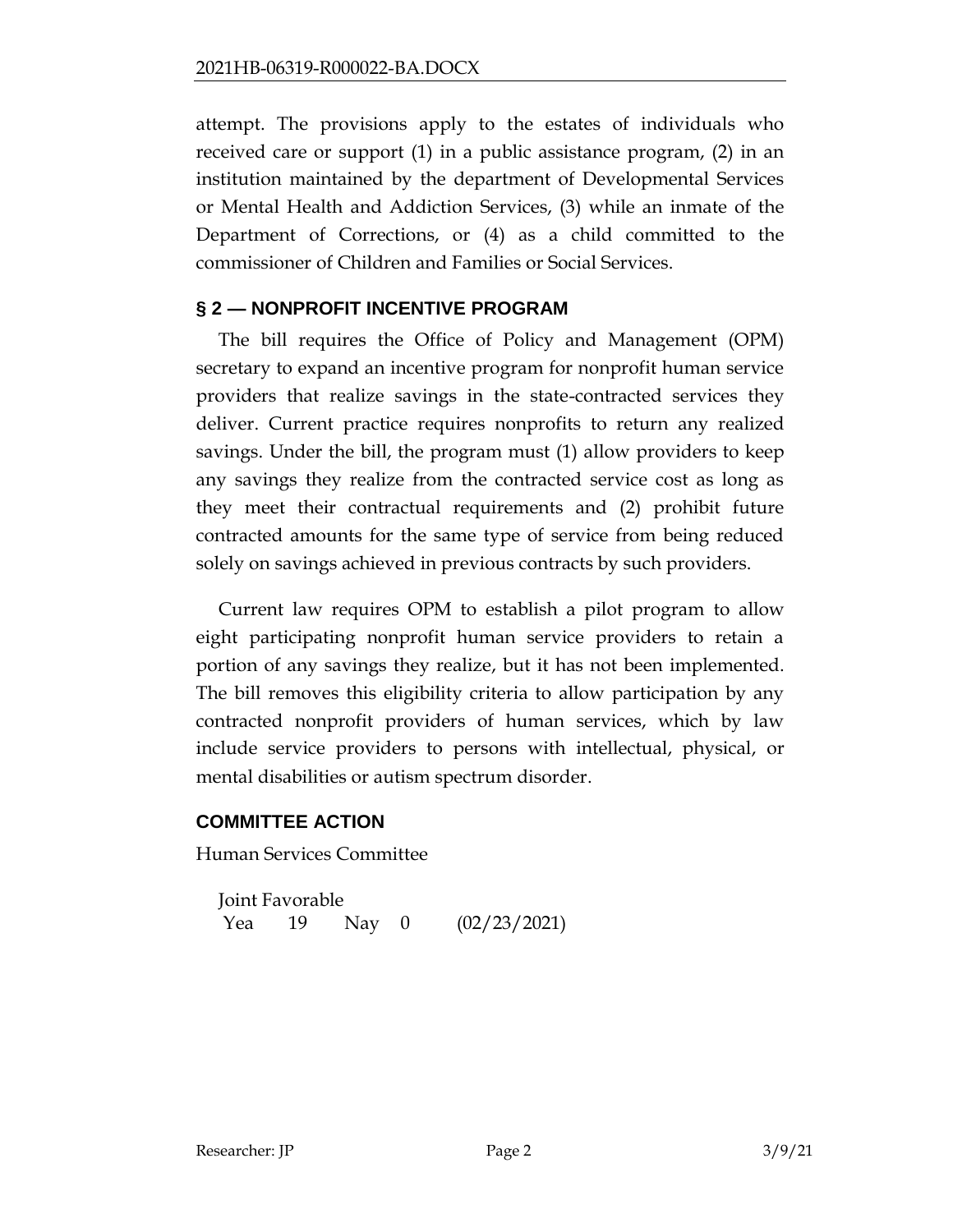attempt. The provisions apply to the estates of individuals who received care or support (1) in a public assistance program, (2) in an institution maintained by the department of Developmental Services or Mental Health and Addiction Services, (3) while an inmate of the Department of Corrections, or (4) as a child committed to the commissioner of Children and Families or Social Services.

## § 2 — NONPROFIT INCENTIVE PROGRAM

The bill requires the Office of Policy and Management (OPM) secretary to expand an incentive program for nonprofit human service providers that realize savings in the state-contracted services they deliver. Current practice requires nonprofits to return any realized savings. Under the bill, the program must (1) allow providers to keep any savings they realize from the contracted service cost as long as they meet their contractual requirements and (2) prohibit future contracted amounts for the same type of service from being reduced solely on savings achieved in previous contracts by such providers.

Current law requires OPM to establish a pilot program to allow eight participating nonprofit human service providers to retain a portion of any savings they realize, but it has not been implemented. The bill removes this eligibility criteria to allow participation by any contracted nonprofit providers of human services, which by law include service providers to persons with intellectual, physical, or mental disabilities or autism spectrum disorder.

## COMMITTEE ACTION

Human Services Committee

Joint Favorable
Yea 19 Nay 0 (02/23/2021)